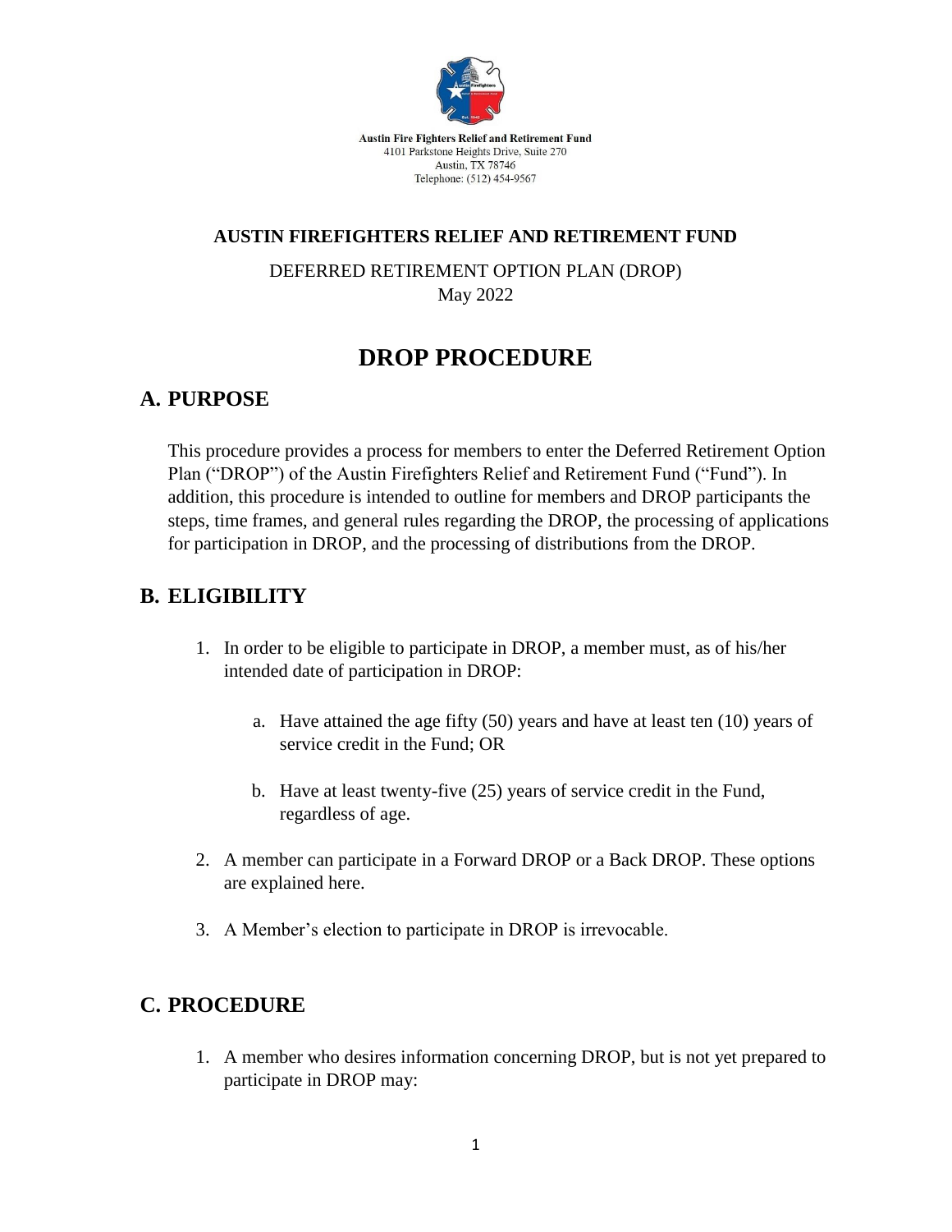Austin Fire Fighters Relief and Retirement Fund
4101 Parkstone Heights Drive, Suite 270
Austin, TX 78746
Telephone: (512) 454-9567

**AUSTIN FIREFIGHTERS RELIEF AND RETIREMENT FUND**

DEFERRED RETIREMENT OPTION PLAN (DROP)
May 2022

# DROP PROCEDURE

## A. PURPOSE

This procedure provides a process for members to enter the Deferred Retirement Option Plan ("DROP") of the Austin Firefighters Relief and Retirement Fund ("Fund"). In addition, this procedure is intended to outline for members and DROP participants the steps, time frames, and general rules regarding the DROP, the processing of applications for participation in DROP, and the processing of distributions from the DROP.

## B. ELIGIBILITY

1. In order to be eligible to participate in DROP, a member must, as of his/her intended date of participation in DROP:
   a. Have attained the age fifty (50) years and have at least ten (10) years of service credit in the Fund; OR
   b. Have at least twenty-five (25) years of service credit in the Fund, regardless of age.
2. A member can participate in a Forward DROP or a Back DROP. These options are explained here.
3. A Member's election to participate in DROP is irrevocable.

## C. PROCEDURE

1. A member who desires information concerning DROP, but is not yet prepared to participate in DROP may: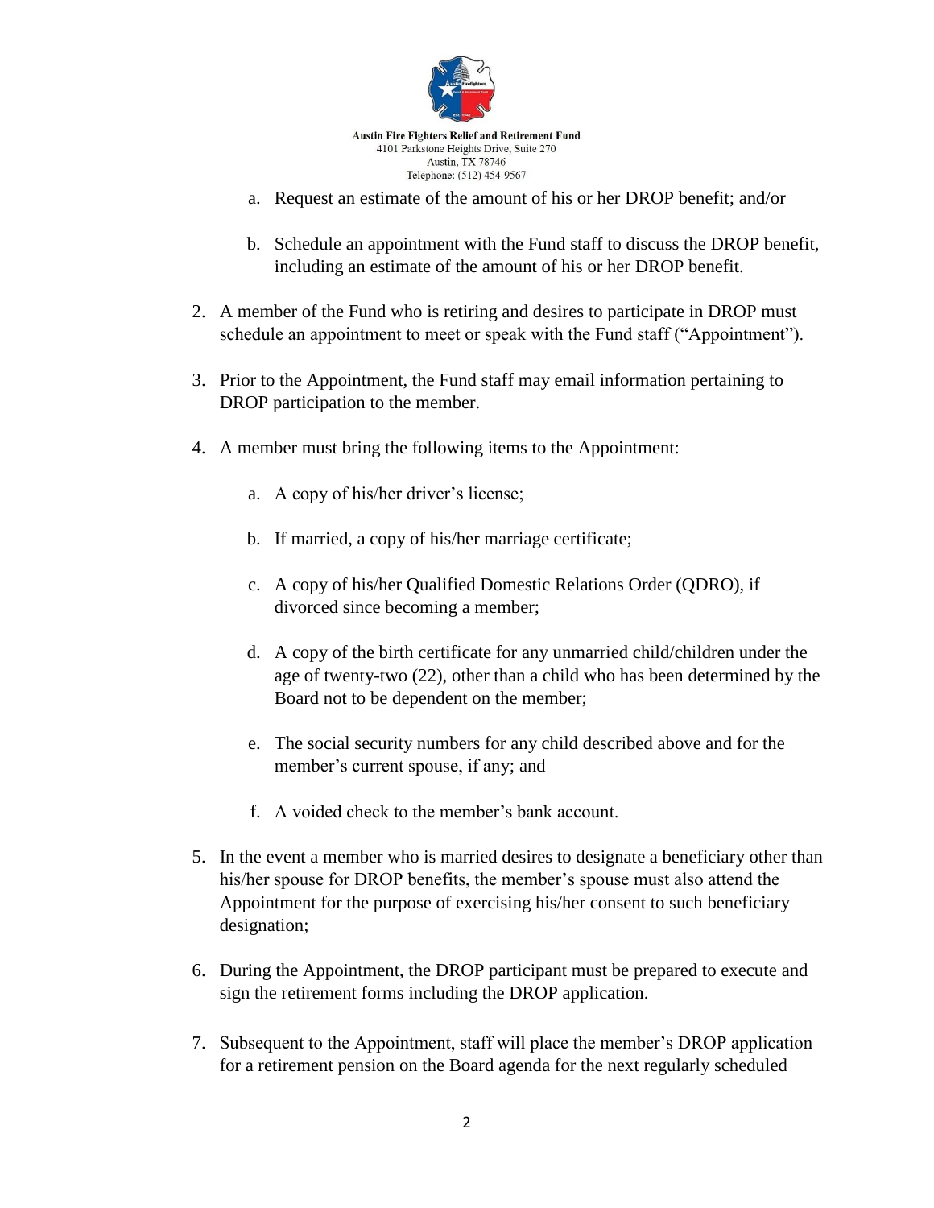a. Request an estimate of the amount of his or her DROP benefit; and/or

b. Schedule an appointment with the Fund staff to discuss the DROP benefit, including an estimate of the amount of his or her DROP benefit.

2. A member of the Fund who is retiring and desires to participate in DROP must schedule an appointment to meet or speak with the Fund staff ("Appointment").

3. Prior to the Appointment, the Fund staff may email information pertaining to DROP participation to the member.

4. A member must bring the following items to the Appointment:

   a. A copy of his/her driver's license;

   b. If married, a copy of his/her marriage certificate;

   c. A copy of his/her Qualified Domestic Relations Order (QDRO), if divorced since becoming a member;

   d. A copy of the birth certificate for any unmarried child/children under the age of twenty-two (22), other than a child who has been determined by the Board not to be dependent on the member;

   e. The social security numbers for any child described above and for the member's current spouse, if any; and

   f. A voided check to the member's bank account.

5. In the event a member who is married desires to designate a beneficiary other than his/her spouse for DROP benefits, the member's spouse must also attend the Appointment for the purpose of exercising his/her consent to such beneficiary designation;

6. During the Appointment, the DROP participant must be prepared to execute and sign the retirement forms including the DROP application.

7. Subsequent to the Appointment, staff will place the member's DROP application for a retirement pension on the Board agenda for the next regularly scheduled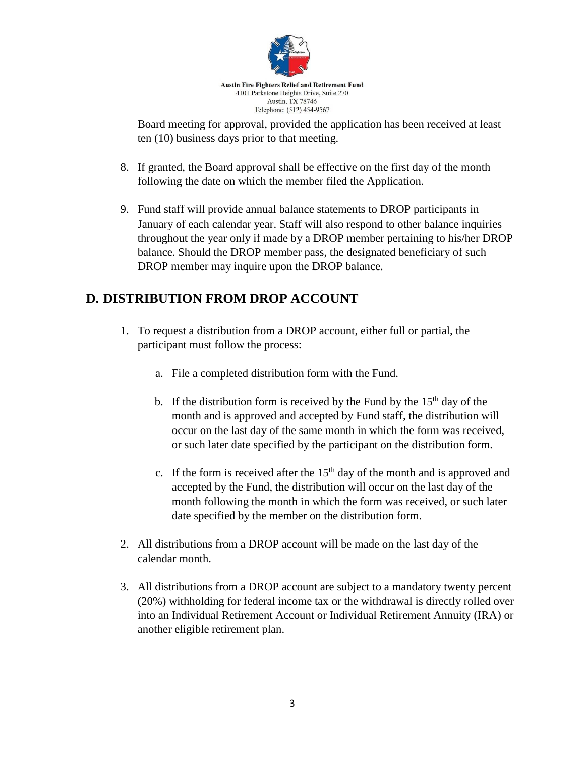Board meeting for approval, provided the application has been received at least ten (10) business days prior to that meeting.

8. If granted, the Board approval shall be effective on the first day of the month following the date on which the member filed the Application.

9. Fund staff will provide annual balance statements to DROP participants in January of each calendar year. Staff will also respond to other balance inquiries throughout the year only if made by a DROP member pertaining to his/her DROP balance. Should the DROP member pass, the designated beneficiary of such DROP member may inquire upon the DROP balance.

## D. DISTRIBUTION FROM DROP ACCOUNT

1. To request a distribution from a DROP account, either full or partial, the participant must follow the process:

   a. File a completed distribution form with the Fund.

   b. If the distribution form is received by the Fund by the 15th day of the month and is approved and accepted by Fund staff, the distribution will occur on the last day of the same month in which the form was received, or such later date specified by the participant on the distribution form.

   c. If the form is received after the 15th day of the month and is approved and accepted by the Fund, the distribution will occur on the last day of the month following the month in which the form was received, or such later date specified by the member on the distribution form.

2. All distributions from a DROP account will be made on the last day of the calendar month.

3. All distributions from a DROP account are subject to a mandatory twenty percent (20%) withholding for federal income tax or the withdrawal is directly rolled over into an Individual Retirement Account or Individual Retirement Annuity (IRA) or another eligible retirement plan.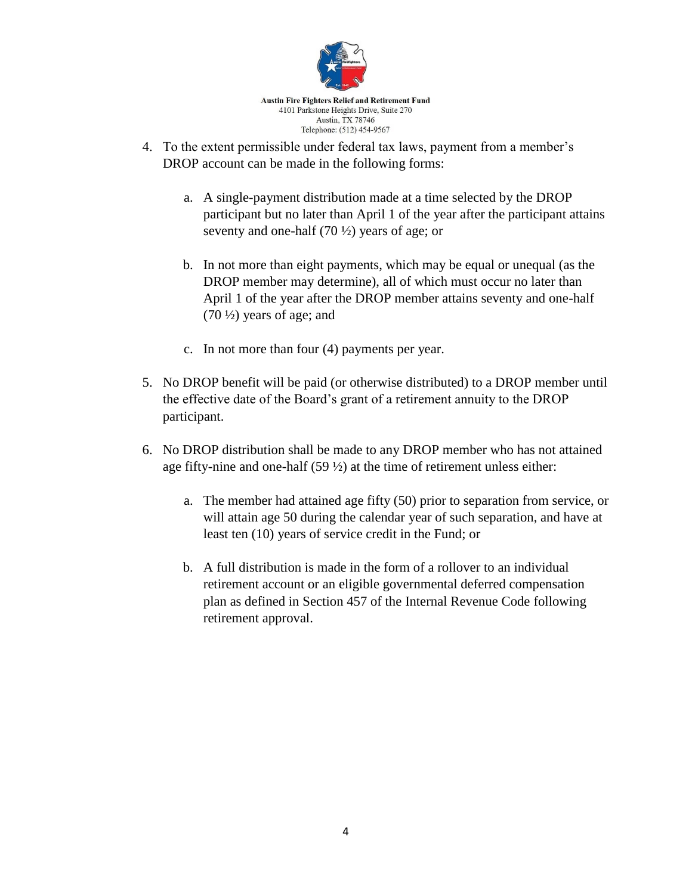4. To the extent permissible under federal tax laws, payment from a member's DROP account can be made in the following forms:

    a. A single-payment distribution made at a time selected by the DROP participant but no later than April 1 of the year after the participant attains seventy and one-half (70 ½) years of age; or

    b. In not more than eight payments, which may be equal or unequal (as the DROP member may determine), all of which must occur no later than April 1 of the year after the DROP member attains seventy and one-half (70 ½) years of age; and

    c. In not more than four (4) payments per year.

5. No DROP benefit will be paid (or otherwise distributed) to a DROP member until the effective date of the Board's grant of a retirement annuity to the DROP participant.

6. No DROP distribution shall be made to any DROP member who has not attained age fifty-nine and one-half (59 ½) at the time of retirement unless either:

    a. The member had attained age fifty (50) prior to separation from service, or will attain age 50 during the calendar year of such separation, and have at least ten (10) years of service credit in the Fund; or

    b. A full distribution is made in the form of a rollover to an individual retirement account or an eligible governmental deferred compensation plan as defined in Section 457 of the Internal Revenue Code following retirement approval.